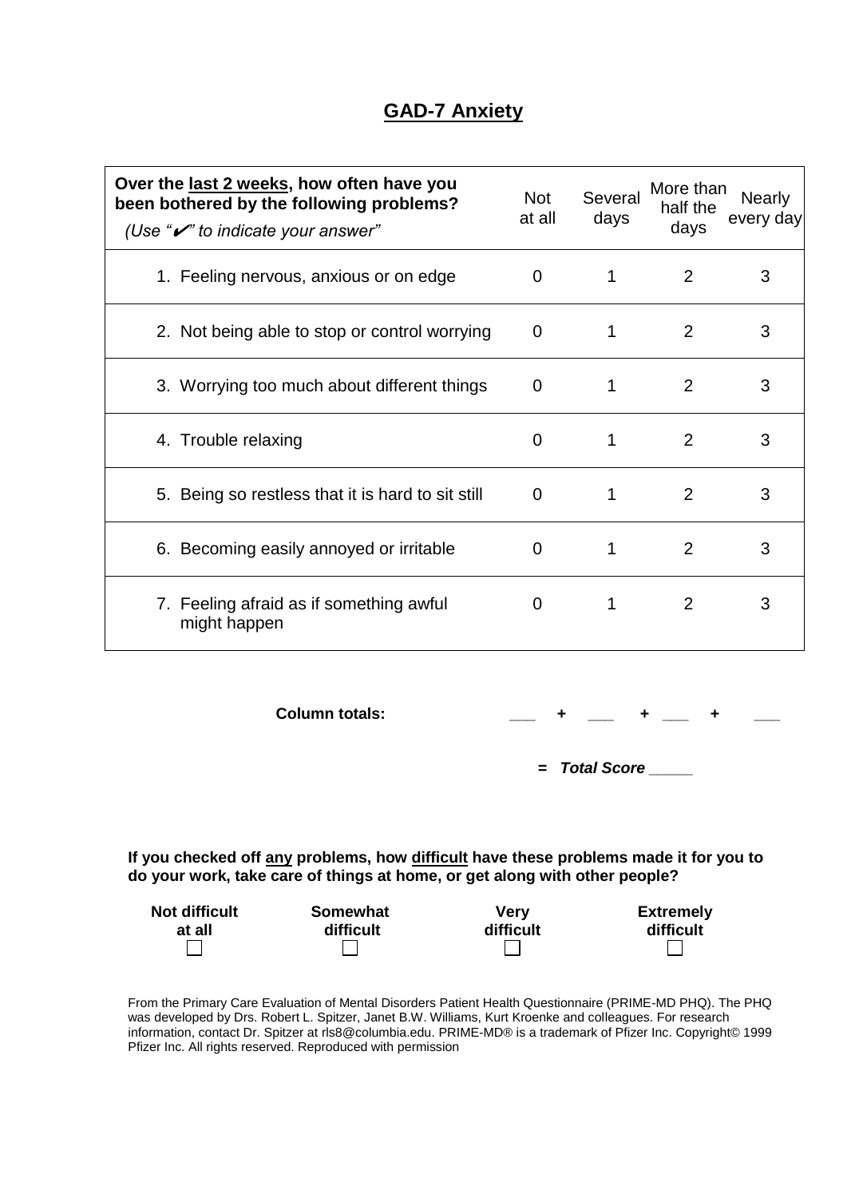# GAD-7 Anxiety

| Over the <u>last 2 weeks</u>, how often have you been bothered by the following problems? *(Use "✔" to indicate your answer")* | Not at all | Several days | More than half the days | Nearly every day |
|---|---|---|---|---|
| 1. Feeling nervous, anxious or on edge | 0 | 1 | 2 | 3 |
| 2. Not being able to stop or control worrying | 0 | 1 | 2 | 3 |
| 3. Worrying too much about different things | 0 | 1 | 2 | 3 |
| 4. Trouble relaxing | 0 | 1 | 2 | 3 |
| 5. Being so restless that it is hard to sit still | 0 | 1 | 2 | 3 |
| 6. Becoming easily annoyed or irritable | 0 | 1 | 2 | 3 |
| 7. Feeling afraid as if something awful might happen | 0 | 1 | 2 | 3 |

**Column totals:** ___ + ___ + ___ + ___

**= *Total Score* _____**

**If you checked off <u>any</u> problems, how <u>difficult</u> have these problems made it for you to do your work, take care of things at home, or get along with other people?**

| Not difficult at all | Somewhat difficult | Very difficult | Extremely difficult |
|---|---|---|---|
| ☐ | ☐ | ☐ | ☐ |

From the Primary Care Evaluation of Mental Disorders Patient Health Questionnaire (PRIME-MD PHQ). The PHQ was developed by Drs. Robert L. Spitzer, Janet B.W. Williams, Kurt Kroenke and colleagues. For research information, contact Dr. Spitzer at rls8@columbia.edu. PRIME-MD® is a trademark of Pfizer Inc. Copyright© 1999 Pfizer Inc. All rights reserved. Reproduced with permission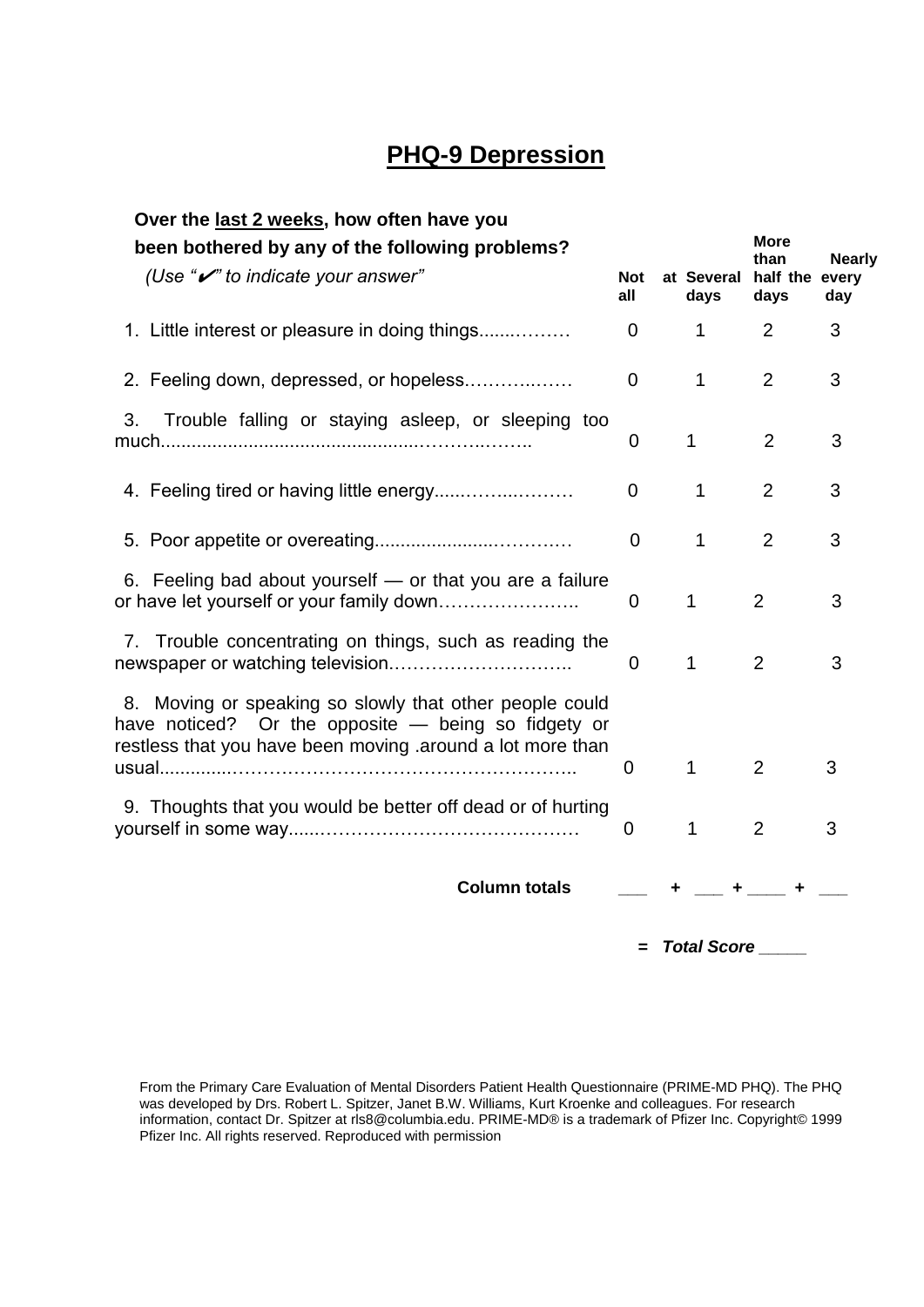# PHQ-9 Depression

| Over the last 2 weeks, how often have you been bothered by any of the following problems? *(Use "✔" to indicate your answer")* | Not at all | Several days | More than half the days | Nearly every day |
|---|---|---|---|---|
| 1. Little interest or pleasure in doing things.......……… | 0 | 1 | 2 | 3 |
| 2. Feeling down, depressed, or hopeless………..…… | 0 | 1 | 2 | 3 |
| 3. Trouble falling or staying asleep, or sleeping too much.................................................………..…….. | 0 | 1 | 2 | 3 |
| 4. Feeling tired or having little energy......……...……… | 0 | 1 | 2 | 3 |
| 5. Poor appetite or overeating.....................………… | 0 | 1 | 2 | 3 |
| 6. Feeling bad about yourself — or that you are a failure or have let yourself or your family down………………….. | 0 | 1 | 2 | 3 |
| 7. Trouble concentrating on things, such as reading the newspaper or watching television……………………….. | 0 | 1 | 2 | 3 |
| 8. Moving or speaking so slowly that other people could have noticed? Or the opposite — being so fidgety or restless that you have been moving .around a lot more than usual.............……………………………………………….. | 0 | 1 | 2 | 3 |
| 9. Thoughts that you would be better off dead or of hurting yourself in some way.....…………………………………… | 0 | 1 | 2 | 3 |
| **Column totals** | ___ + | ___ + | ____ + | ___ |

**=** ***Total Score*** _____

From the Primary Care Evaluation of Mental Disorders Patient Health Questionnaire (PRIME-MD PHQ). The PHQ was developed by Drs. Robert L. Spitzer, Janet B.W. Williams, Kurt Kroenke and colleagues. For research information, contact Dr. Spitzer at rls8@columbia.edu. PRIME-MD® is a trademark of Pfizer Inc. Copyright© 1999 Pfizer Inc. All rights reserved. Reproduced with permission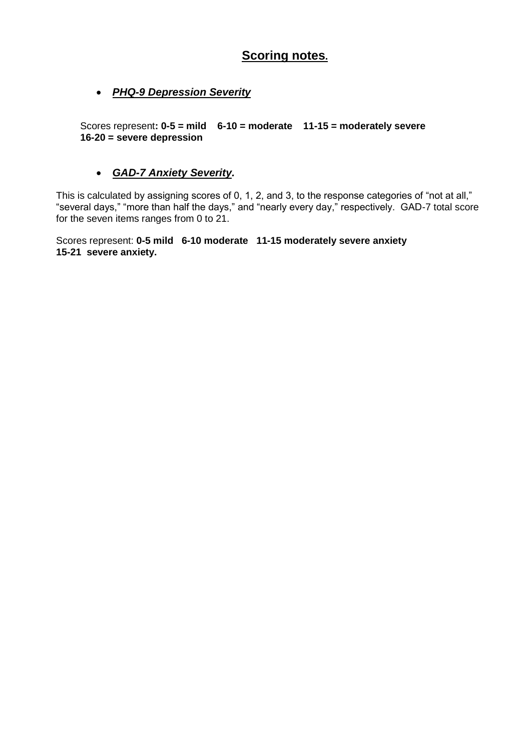# Scoring notes.

- ***PHQ-9 Depression Severity***

Scores represent**: 0-5 = mild    6-10 = moderate    11-15 = moderately severe**
**16-20 = severe depression**

- ***GAD-7 Anxiety Severity.***

This is calculated by assigning scores of 0, 1, 2, and 3, to the response categories of "not at all," "several days," "more than half the days," and "nearly every day," respectively.  GAD-7 total score for the seven items ranges from 0 to 21.

Scores represent: **0-5 mild   6-10 moderate   11-15 moderately severe anxiety**
**15-21  severe anxiety.**